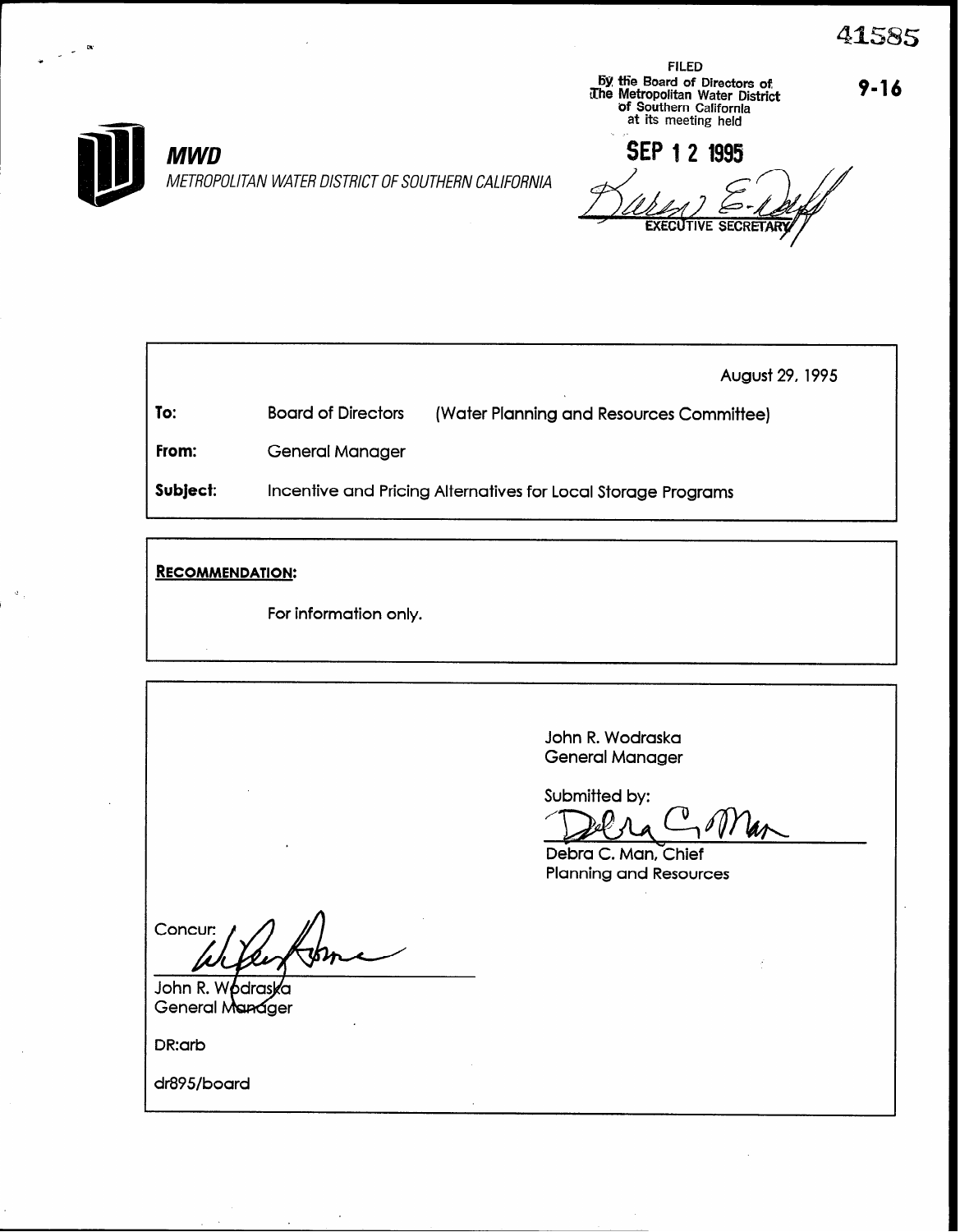41585

9-16

FILED
By the Board of Directors of
The Metropolitan Water District
of Southern California
at its meeting held

SEP 12 1995

EXECUTIVE SECRETARY

**MWD**

*METROPOLITAN WATER DISTRICT OF SOUTHERN CALIFORNIA*

August 29, 1995

**To:** Board of Directors (Water Planning and Resources Committee)

**From:** General Manager

**Subject:** Incentive and Pricing Alternatives for Local Storage Programs

**RECOMMENDATION:**

For information only.

John R. Wodraska
General Manager

Submitted by:

Debra C. Man, Chief
Planning and Resources

Concur:

John R. Wodraska
General Manager

DR:arb

dr895/board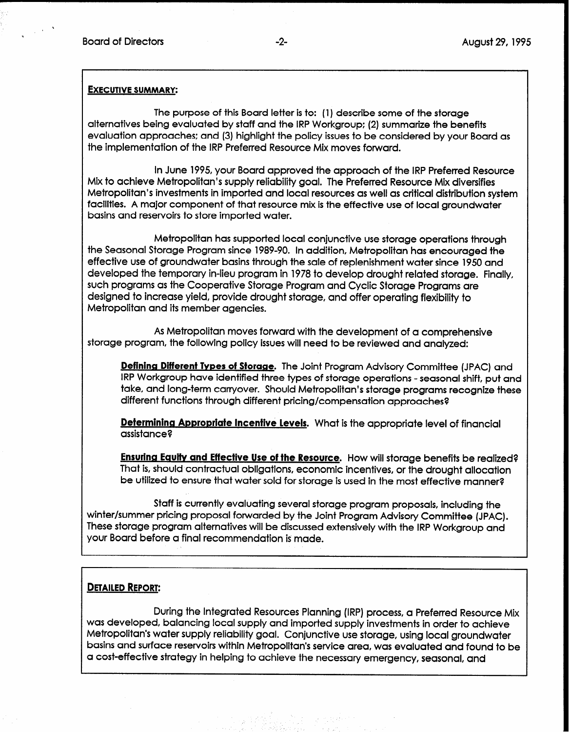**EXECUTIVE SUMMARY:**

The purpose of this Board letter is to: (1) describe some of the storage alternatives being evaluated by staff and the IRP Workgroup; (2) summarize the benefits evaluation approaches; and (3) highlight the policy issues to be considered by your Board as the implementation of the IRP Preferred Resource Mix moves forward.

In June 1995, your Board approved the approach of the IRP Preferred Resource Mix to achieve Metropolitan's supply reliability goal. The Preferred Resource Mix diversifies Metropolitan's investments in imported and local resources as well as critical distribution system facilities. A major component of that resource mix is the effective use of local groundwater basins and reservoirs to store imported water.

Metropolitan has supported local conjunctive use storage operations through the Seasonal Storage Program since 1989-90. In addition, Metropolitan has encouraged the effective use of groundwater basins through the sale of replenishment water since 1950 and developed the temporary in-lieu program in 1978 to develop drought related storage. Finally, such programs as the Cooperative Storage Program and Cyclic Storage Programs are designed to increase yield, provide drought storage, and offer operating flexibility to Metropolitan and its member agencies.

As Metropolitan moves forward with the development of a comprehensive storage program, the following policy issues will need to be reviewed and analyzed:

> **Defining Different Types of Storage.** The Joint Program Advisory Committee (JPAC) and IRP Workgroup have identified three types of storage operations - seasonal shift, put and take, and long-term carryover. Should Metropolitan's storage programs recognize these different functions through different pricing/compensation approaches?
>
> **Determining Appropriate Incentive Levels.** What is the appropriate level of financial assistance?
>
> **Ensuring Equity and Effective Use of the Resource.** How will storage benefits be realized? That is, should contractual obligations, economic incentives, or the drought allocation be utilized to ensure that water sold for storage is used in the most effective manner?

Staff is currently evaluating several storage program proposals, including the winter/summer pricing proposal forwarded by the Joint Program Advisory Committee (JPAC). These storage program alternatives will be discussed extensively with the IRP Workgroup and your Board before a final recommendation is made.

**DETAILED REPORT:**

During the Integrated Resources Planning (IRP) process, a Preferred Resource Mix was developed, balancing local supply and imported supply investments in order to achieve Metropolitan's water supply reliability goal. Conjunctive use storage, using local groundwater basins and surface reservoirs within Metropolitan's service area, was evaluated and found to be a cost-effective strategy in helping to achieve the necessary emergency, seasonal, and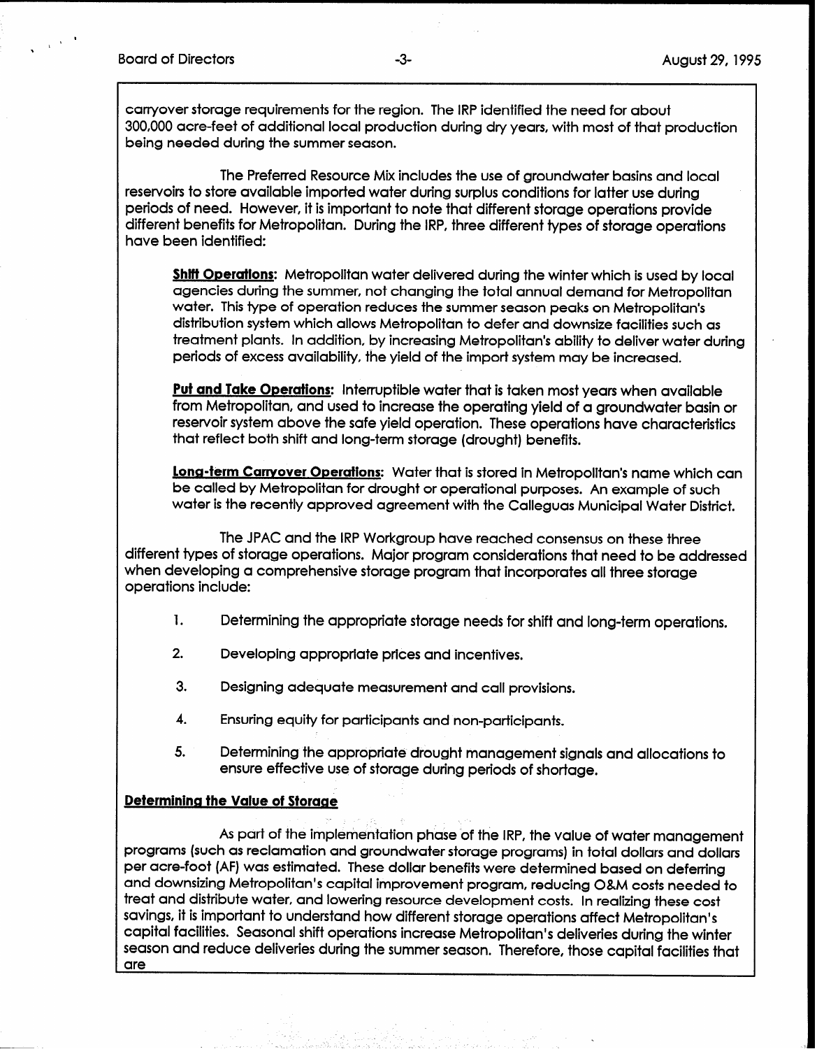carryover storage requirements for the region. The IRP identified the need for about 300,000 acre-feet of additional local production during dry years, with most of that production being needed during the summer season.

The Preferred Resource Mix includes the use of groundwater basins and local reservoirs to store available imported water during surplus conditions for latter use during periods of need. However, it is important to note that different storage operations provide different benefits for Metropolitan. During the IRP, three different types of storage operations have been identified:

**Shift Operations**: Metropolitan water delivered during the winter which is used by local agencies during the summer, not changing the total annual demand for Metropolitan water. This type of operation reduces the summer season peaks on Metropolitan's distribution system which allows Metropolitan to defer and downsize facilities such as treatment plants. In addition, by increasing Metropolitan's ability to deliver water during periods of excess availability, the yield of the import system may be increased.

**Put and Take Operations**: Interruptible water that is taken most years when available from Metropolitan, and used to increase the operating yield of a groundwater basin or reservoir system above the safe yield operation. These operations have characteristics that reflect both shift and long-term storage (drought) benefits.

**Long-term Carryover Operations**: Water that is stored in Metropolitan's name which can be called by Metropolitan for drought or operational purposes. An example of such water is the recently approved agreement with the Calleguas Municipal Water District.

The JPAC and the IRP Workgroup have reached consensus on these three different types of storage operations. Major program considerations that need to be addressed when developing a comprehensive storage program that incorporates all three storage operations include:

1. Determining the appropriate storage needs for shift and long-term operations.
2. Developing appropriate prices and incentives.
3. Designing adequate measurement and call provisions.
4. Ensuring equity for participants and non-participants.
5. Determining the appropriate drought management signals and allocations to ensure effective use of storage during periods of shortage.

## Determining the Value of Storage

As part of the implementation phase of the IRP, the value of water management programs (such as reclamation and groundwater storage programs) in total dollars and dollars per acre-foot (AF) was estimated. These dollar benefits were determined based on deferring and downsizing Metropolitan's capital improvement program, reducing O&M costs needed to treat and distribute water, and lowering resource development costs. In realizing these cost savings, it is important to understand how different storage operations affect Metropolitan's capital facilities. Seasonal shift operations increase Metropolitan's deliveries during the winter season and reduce deliveries during the summer season. Therefore, those capital facilities that are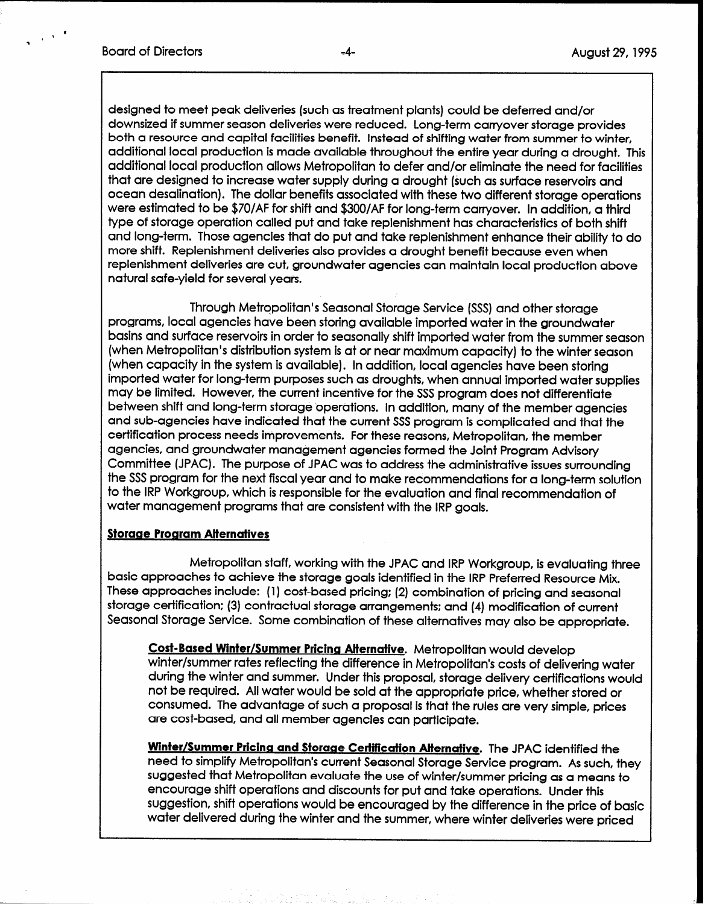designed to meet peak deliveries (such as treatment plants) could be deferred and/or downsized if summer season deliveries were reduced. Long-term carryover storage provides both a resource and capital facilities benefit. Instead of shifting water from summer to winter, additional local production is made available throughout the entire year during a drought. This additional local production allows Metropolitan to defer and/or eliminate the need for facilities that are designed to increase water supply during a drought (such as surface reservoirs and ocean desalination). The dollar benefits associated with these two different storage operations were estimated to be $70/AF for shift and $300/AF for long-term carryover. In addition, a third type of storage operation called put and take replenishment has characteristics of both shift and long-term. Those agencies that do put and take replenishment enhance their ability to do more shift. Replenishment deliveries also provides a drought benefit because even when replenishment deliveries are cut, groundwater agencies can maintain local production above natural safe-yield for several years.

Through Metropolitan's Seasonal Storage Service (SSS) and other storage programs, local agencies have been storing available imported water in the groundwater basins and surface reservoirs in order to seasonally shift imported water from the summer season (when Metropolitan's distribution system is at or near maximum capacity) to the winter season (when capacity in the system is available). In addition, local agencies have been storing imported water for long-term purposes such as droughts, when annual imported water supplies may be limited. However, the current incentive for the SSS program does not differentiate between shift and long-term storage operations. In addition, many of the member agencies and sub-agencies have indicated that the current SSS program is complicated and that the certification process needs improvements. For these reasons, Metropolitan, the member agencies, and groundwater management agencies formed the Joint Program Advisory Committee (JPAC). The purpose of JPAC was to address the administrative issues surrounding the SSS program for the next fiscal year and to make recommendations for a long-term solution to the IRP Workgroup, which is responsible for the evaluation and final recommendation of water management programs that are consistent with the IRP goals.

**Storage Program Alternatives**

Metropolitan staff, working with the JPAC and IRP Workgroup, is evaluating three basic approaches to achieve the storage goals identified in the IRP Preferred Resource Mix. These approaches include: (1) cost-based pricing; (2) combination of pricing and seasonal storage certification; (3) contractual storage arrangements; and (4) modification of current Seasonal Storage Service. Some combination of these alternatives may also be appropriate.

**Cost-Based Winter/Summer Pricing Alternative**. Metropolitan would develop winter/summer rates reflecting the difference in Metropolitan's costs of delivering water during the winter and summer. Under this proposal, storage delivery certifications would not be required. All water would be sold at the appropriate price, whether stored or consumed. The advantage of such a proposal is that the rules are very simple, prices are cost-based, and all member agencies can participate.

**Winter/Summer Pricing and Storage Certification Alternative**. The JPAC identified the need to simplify Metropolitan's current Seasonal Storage Service program. As such, they suggested that Metropolitan evaluate the use of winter/summer pricing as a means to encourage shift operations and discounts for put and take operations. Under this suggestion, shift operations would be encouraged by the difference in the price of basic water delivered during the winter and the summer, where winter deliveries were priced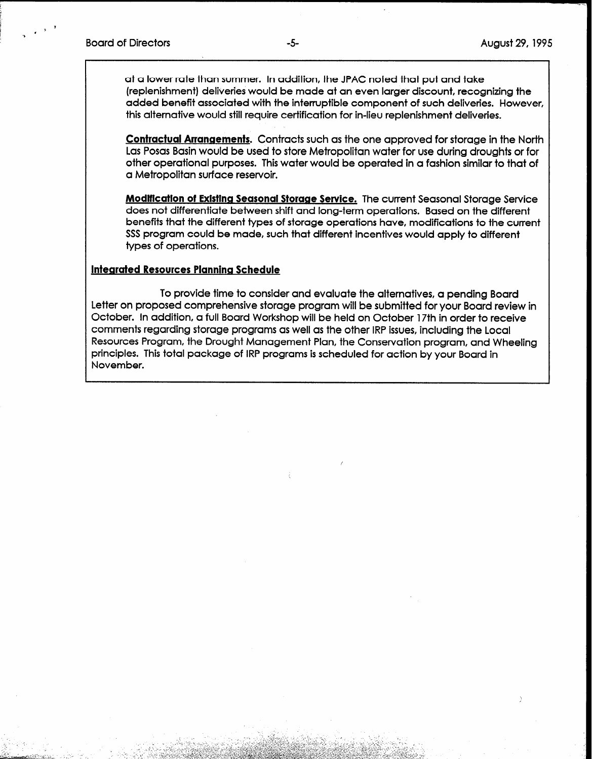at a lower rate than summer. In addition, the JPAC noted that put and take (replenishment) deliveries would be made at an even larger discount, recognizing the added benefit associated with the interruptible component of such deliveries. However, this alternative would still require certification for in-lieu replenishment deliveries.

**Contractual Arrangements**. Contracts such as the one approved for storage in the North Las Posas Basin would be used to store Metropolitan water for use during droughts or for other operational purposes. This water would be operated in a fashion similar to that of a Metropolitan surface reservoir.

**Modification of Existing Seasonal Storage Service.** The current Seasonal Storage Service does not differentiate between shift and long-term operations. Based on the different benefits that the different types of storage operations have, modifications to the current SSS program could be made, such that different incentives would apply to different types of operations.

## Integrated Resources Planning Schedule

To provide time to consider and evaluate the alternatives, a pending Board Letter on proposed comprehensive storage program will be submitted for your Board review in October. In addition, a full Board Workshop will be held on October 17th in order to receive comments regarding storage programs as well as the other IRP issues, including the Local Resources Program, the Drought Management Plan, the Conservation program, and Wheeling principles. This total package of IRP programs is scheduled for action by your Board in November.